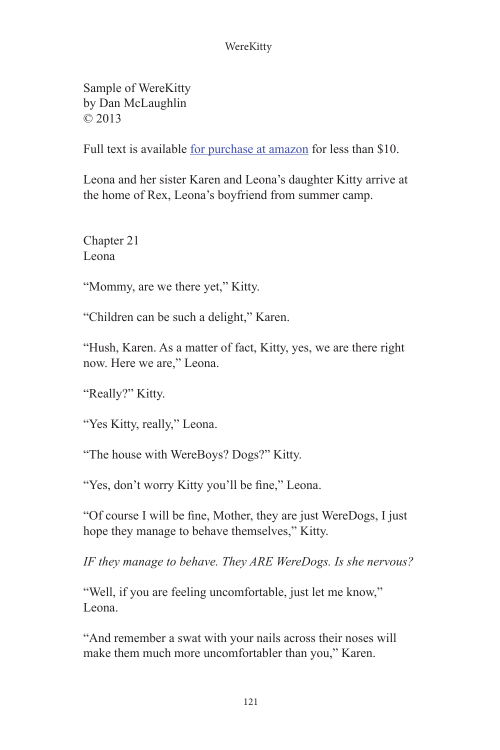Sample of WereKitty
by Dan McLaughlin
© 2013

Full text is available [for purchase at amazon]() for less than $10.

Leona and her sister Karen and Leona's daughter Kitty arrive at the home of Rex, Leona's boyfriend from summer camp.

Chapter 21
Leona

"Mommy, are we there yet," Kitty.

"Children can be such a delight," Karen.

"Hush, Karen. As a matter of fact, Kitty, yes, we are there right now. Here we are," Leona.

"Really?" Kitty.

"Yes Kitty, really," Leona.

"The house with WereBoys? Dogs?" Kitty.

"Yes, don't worry Kitty you'll be fine," Leona.

"Of course I will be fine, Mother, they are just WereDogs, I just hope they manage to behave themselves," Kitty.

*IF they manage to behave. They ARE WereDogs. Is she nervous?*

"Well, if you are feeling uncomfortable, just let me know," Leona.

"And remember a swat with your nails across their noses will make them much more uncomfortabler than you," Karen.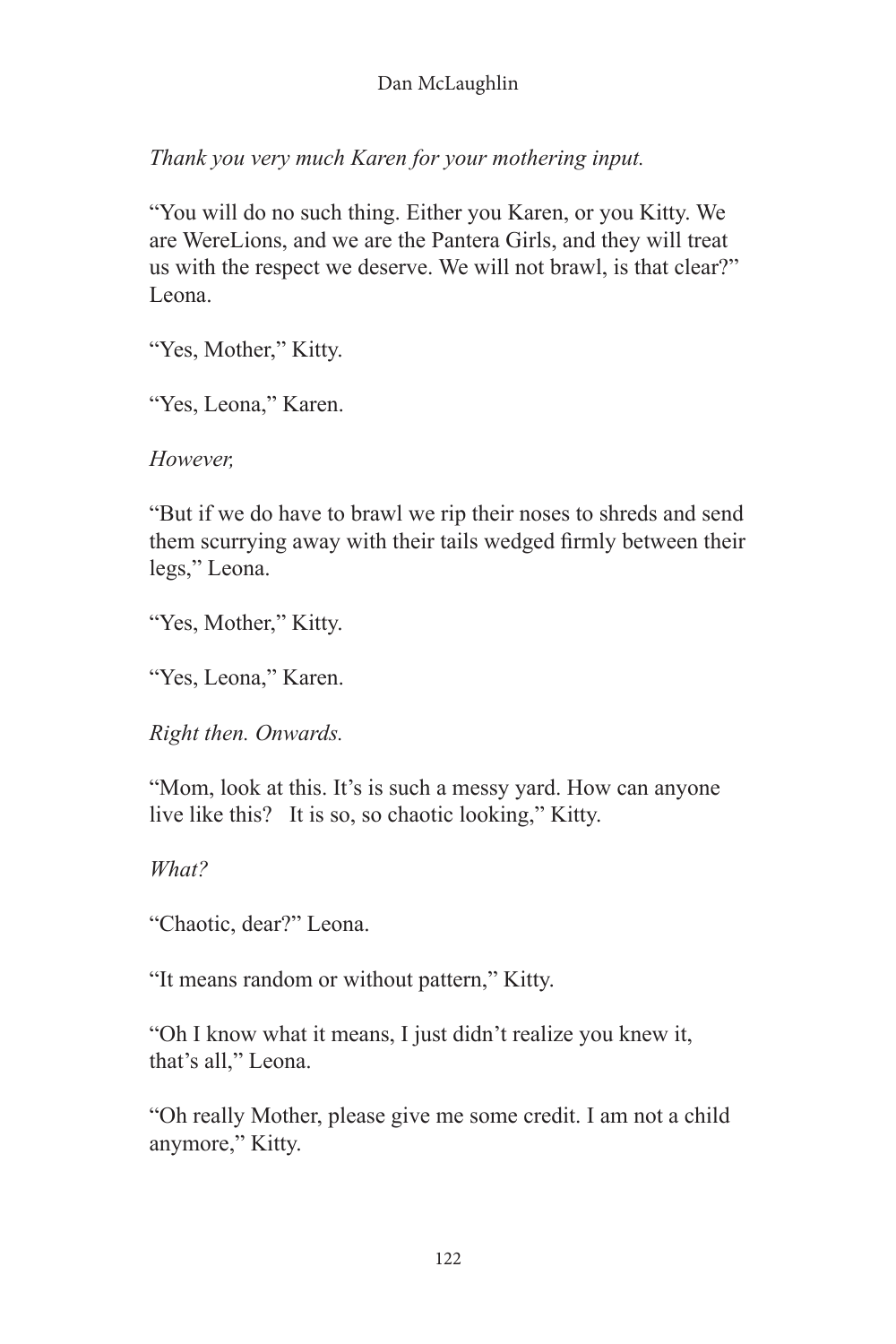*Thank you very much Karen for your mothering input.*

"You will do no such thing. Either you Karen, or you Kitty. We are WereLions, and we are the Pantera Girls, and they will treat us with the respect we deserve. We will not brawl, is that clear?" Leona.

"Yes, Mother," Kitty.

"Yes, Leona," Karen.

*However,*

"But if we do have to brawl we rip their noses to shreds and send them scurrying away with their tails wedged firmly between their legs," Leona.

"Yes, Mother," Kitty.

"Yes, Leona," Karen.

*Right then. Onwards.*

"Mom, look at this. It's is such a messy yard. How can anyone live like this?   It is so, so chaotic looking," Kitty.

*What?*

"Chaotic, dear?" Leona.

"It means random or without pattern," Kitty.

"Oh I know what it means, I just didn't realize you knew it, that's all," Leona.

"Oh really Mother, please give me some credit. I am not a child anymore," Kitty.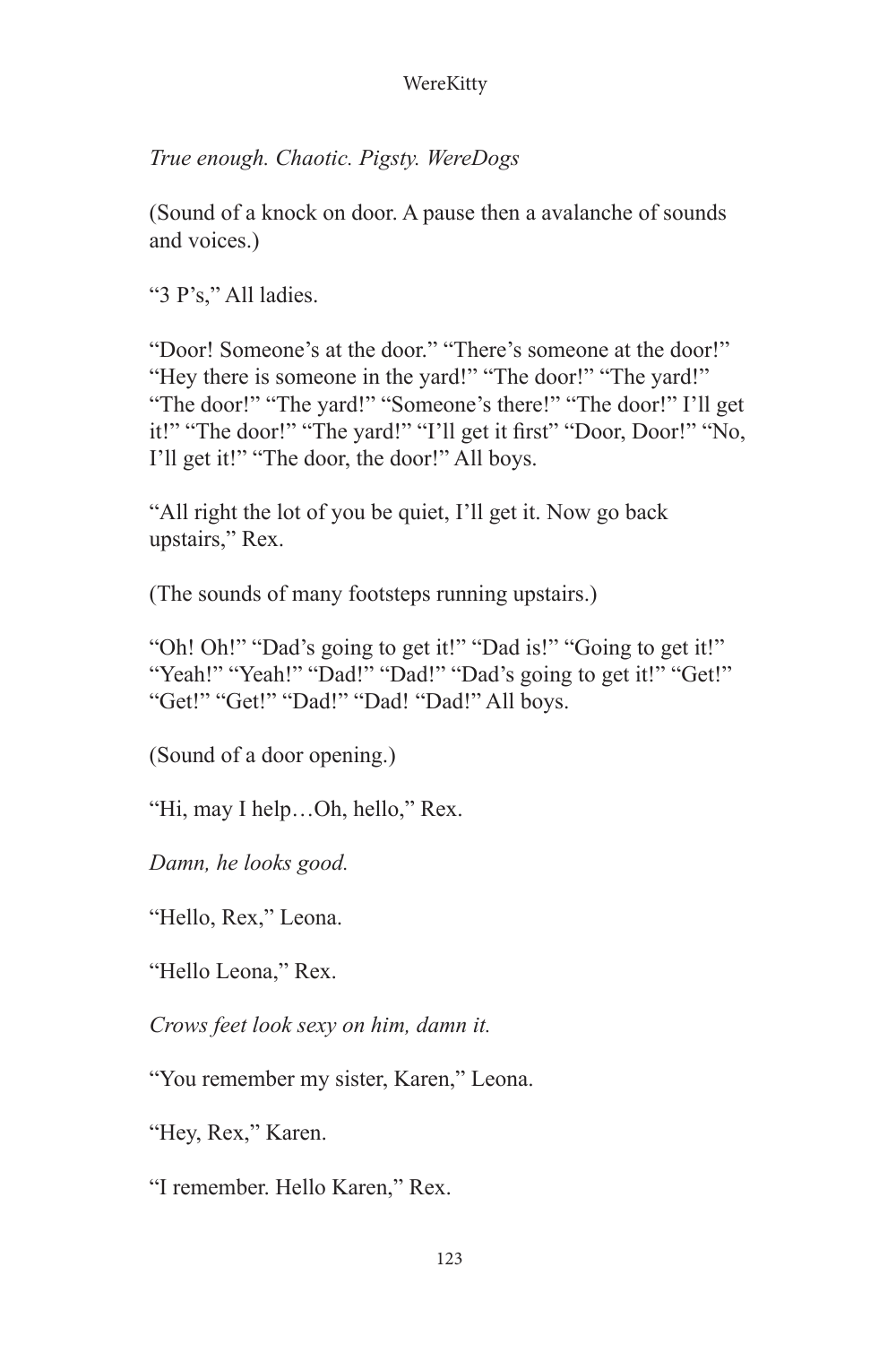*True enough. Chaotic. Pigsty. WereDogs*

(Sound of a knock on door. A pause then a avalanche of sounds and voices.)

"3 P's," All ladies.

"Door! Someone's at the door." "There's someone at the door!" "Hey there is someone in the yard!" "The door!" "The yard!" "The door!" "The yard!" "Someone's there!" "The door!" I'll get it!" "The door!" "The yard!" "I'll get it first" "Door, Door!" "No, I'll get it!" "The door, the door!" All boys.

"All right the lot of you be quiet, I'll get it. Now go back upstairs," Rex.

(The sounds of many footsteps running upstairs.)

"Oh! Oh!" "Dad's going to get it!" "Dad is!" "Going to get it!" "Yeah!" "Yeah!" "Dad!" "Dad!" "Dad's going to get it!" "Get!" "Get!" "Get!" "Dad!" "Dad! "Dad!" All boys.

(Sound of a door opening.)

"Hi, may I help…Oh, hello," Rex.

*Damn, he looks good.*

"Hello, Rex," Leona.

"Hello Leona," Rex.

*Crows feet look sexy on him, damn it.*

"You remember my sister, Karen," Leona.

"Hey, Rex," Karen.

"I remember. Hello Karen," Rex.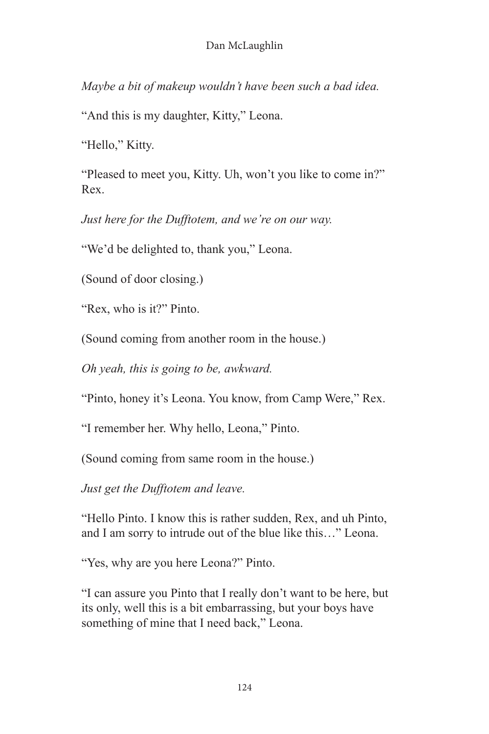*Maybe a bit of makeup wouldn't have been such a bad idea.*

"And this is my daughter, Kitty," Leona.

"Hello," Kitty.

"Pleased to meet you, Kitty. Uh, won't you like to come in?" Rex.

*Just here for the Dufftotem, and we're on our way.*

"We'd be delighted to, thank you," Leona.

(Sound of door closing.)

"Rex, who is it?" Pinto.

(Sound coming from another room in the house.)

*Oh yeah, this is going to be, awkward.*

"Pinto, honey it's Leona. You know, from Camp Were," Rex.

"I remember her. Why hello, Leona," Pinto.

(Sound coming from same room in the house.)

*Just get the Dufftotem and leave.*

"Hello Pinto. I know this is rather sudden, Rex, and uh Pinto, and I am sorry to intrude out of the blue like this…" Leona.

"Yes, why are you here Leona?" Pinto.

"I can assure you Pinto that I really don't want to be here, but its only, well this is a bit embarrassing, but your boys have something of mine that I need back," Leona.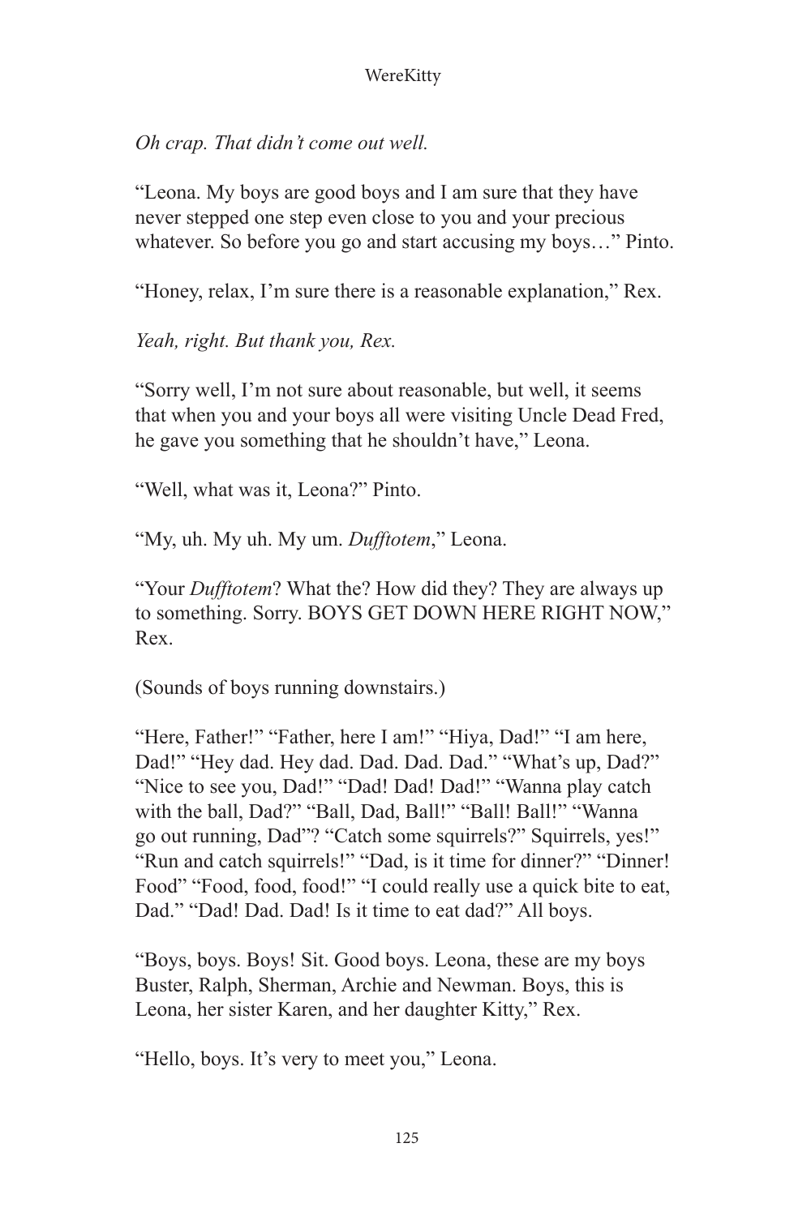*Oh crap. That didn't come out well.*

"Leona. My boys are good boys and I am sure that they have never stepped one step even close to you and your precious whatever. So before you go and start accusing my boys…" Pinto.

"Honey, relax, I'm sure there is a reasonable explanation," Rex.

*Yeah, right. But thank you, Rex.*

"Sorry well, I'm not sure about reasonable, but well, it seems that when you and your boys all were visiting Uncle Dead Fred, he gave you something that he shouldn't have," Leona.

"Well, what was it, Leona?" Pinto.

"My, uh. My uh. My um. *Dufftotem*," Leona.

"Your *Dufftotem*? What the? How did they? They are always up to something. Sorry. BOYS GET DOWN HERE RIGHT NOW," Rex.

(Sounds of boys running downstairs.)

"Here, Father!" "Father, here I am!" "Hiya, Dad!" "I am here, Dad!" "Hey dad. Hey dad. Dad. Dad. Dad." "What's up, Dad?" "Nice to see you, Dad!" "Dad! Dad! Dad!" "Wanna play catch with the ball, Dad?" "Ball, Dad, Ball!" "Ball! Ball!" "Wanna go out running, Dad"? "Catch some squirrels?" Squirrels, yes!" "Run and catch squirrels!" "Dad, is it time for dinner?" "Dinner! Food" "Food, food, food!" "I could really use a quick bite to eat, Dad." "Dad! Dad. Dad! Is it time to eat dad?" All boys.

"Boys, boys. Boys! Sit. Good boys. Leona, these are my boys Buster, Ralph, Sherman, Archie and Newman. Boys, this is Leona, her sister Karen, and her daughter Kitty," Rex.

"Hello, boys. It's very to meet you," Leona.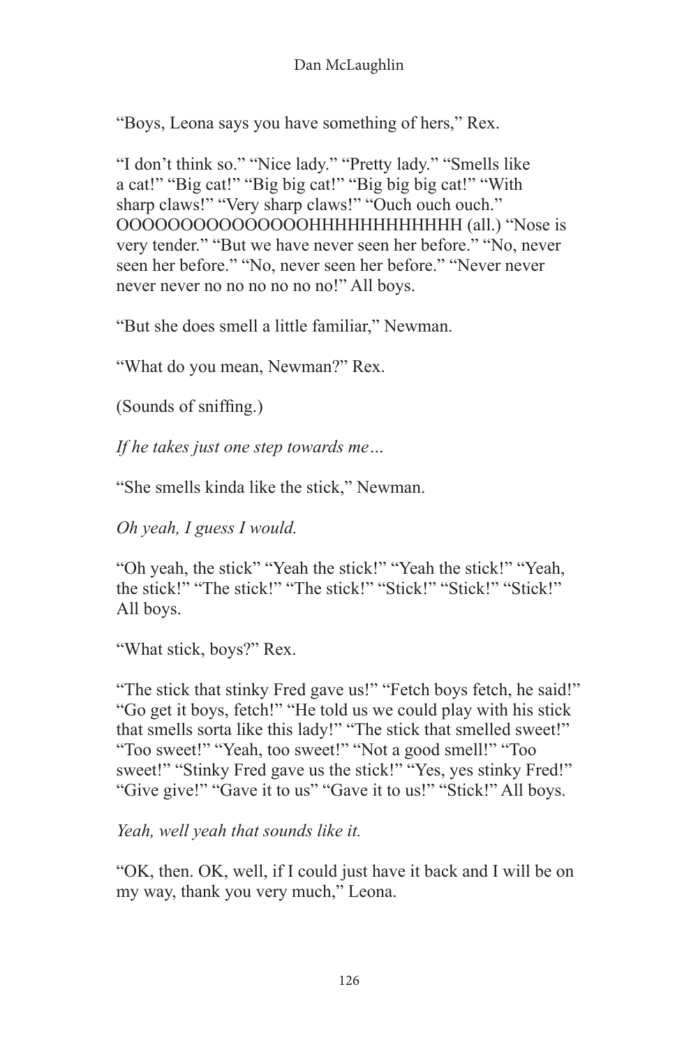"Boys, Leona says you have something of hers," Rex.

"I don't think so." "Nice lady." "Pretty lady." "Smells like a cat!" "Big cat!" "Big big cat!" "Big big big cat!" "With sharp claws!" "Very sharp claws!" "Ouch ouch ouch." OOOOOOOOOOOOOOOHHHHHHHHHHHH (all.) "Nose is very tender." "But we have never seen her before." "No, never seen her before." "No, never seen her before." "Never never never never no no no no no no!" All boys.

"But she does smell a little familiar," Newman.

"What do you mean, Newman?" Rex.

(Sounds of sniffing.)

*If he takes just one step towards me…*

"She smells kinda like the stick," Newman.

*Oh yeah, I guess I would.*

"Oh yeah, the stick" "Yeah the stick!" "Yeah the stick!" "Yeah, the stick!" "The stick!" "The stick!" "Stick!" "Stick!" "Stick!" All boys.

"What stick, boys?" Rex.

"The stick that stinky Fred gave us!" "Fetch boys fetch, he said!" "Go get it boys, fetch!" "He told us we could play with his stick that smells sorta like this lady!" "The stick that smelled sweet!" "Too sweet!" "Yeah, too sweet!" "Not a good smell!" "Too sweet!" "Stinky Fred gave us the stick!" "Yes, yes stinky Fred!" "Give give!" "Gave it to us" "Gave it to us!" "Stick!" All boys.

*Yeah, well yeah that sounds like it.*

"OK, then. OK, well, if I could just have it back and I will be on my way, thank you very much," Leona.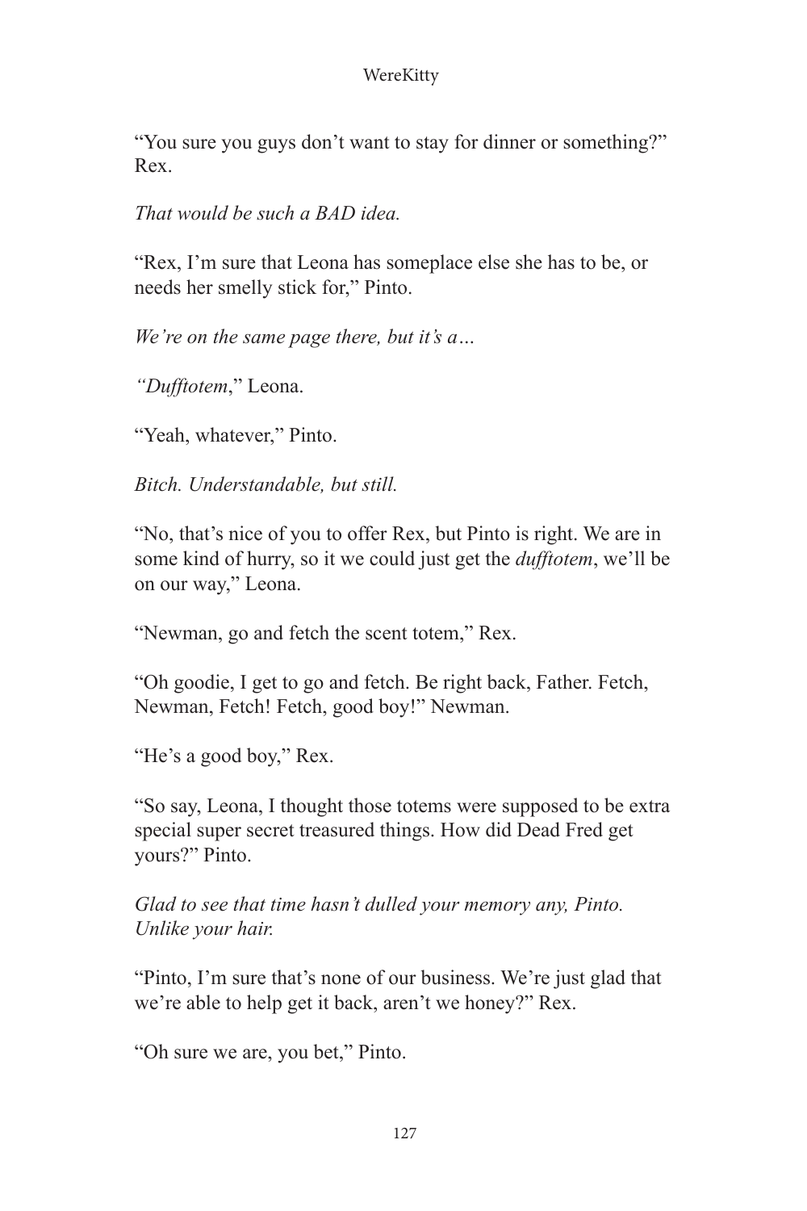"You sure you guys don't want to stay for dinner or something?" Rex.

*That would be such a BAD idea.*

"Rex, I'm sure that Leona has someplace else she has to be, or needs her smelly stick for," Pinto.

*We're on the same page there, but it's a…*

*"Dufftotem*," Leona.

"Yeah, whatever," Pinto.

*Bitch. Understandable, but still.*

"No, that's nice of you to offer Rex, but Pinto is right. We are in some kind of hurry, so it we could just get the *dufftotem*, we'll be on our way," Leona.

"Newman, go and fetch the scent totem," Rex.

"Oh goodie, I get to go and fetch. Be right back, Father. Fetch, Newman, Fetch! Fetch, good boy!" Newman.

"He's a good boy," Rex.

"So say, Leona, I thought those totems were supposed to be extra special super secret treasured things. How did Dead Fred get yours?" Pinto.

*Glad to see that time hasn't dulled your memory any, Pinto. Unlike your hair.*

"Pinto, I'm sure that's none of our business. We're just glad that we're able to help get it back, aren't we honey?" Rex.

"Oh sure we are, you bet," Pinto.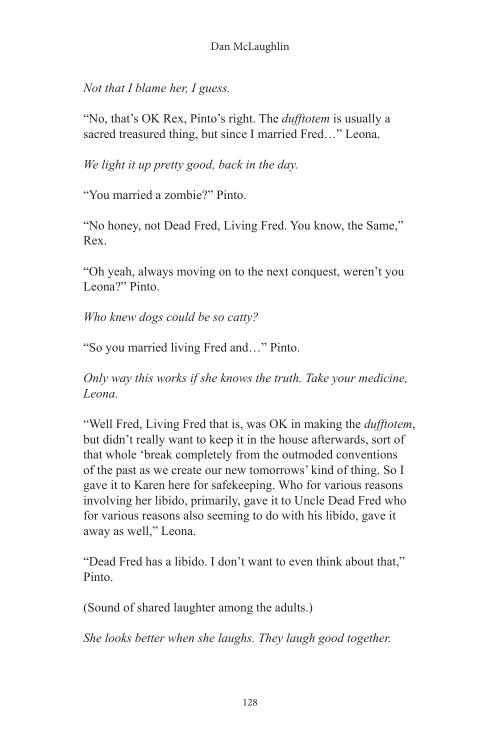*Not that I blame her, I guess.*

"No, that's OK Rex, Pinto's right. The *dufftotem* is usually a sacred treasured thing, but since I married Fred…" Leona.

*We light it up pretty good, back in the day.*

"You married a zombie?" Pinto.

"No honey, not Dead Fred, Living Fred. You know, the Same," Rex.

"Oh yeah, always moving on to the next conquest, weren't you Leona?" Pinto.

*Who knew dogs could be so catty?*

"So you married living Fred and…" Pinto.

*Only way this works if she knows the truth. Take your medicine, Leona.*

"Well Fred, Living Fred that is, was OK in making the *dufftotem*, but didn't really want to keep it in the house afterwards, sort of that whole 'break completely from the outmoded conventions of the past as we create our new tomorrows' kind of thing. So I gave it to Karen here for safekeeping. Who for various reasons involving her libido, primarily, gave it to Uncle Dead Fred who for various reasons also seeming to do with his libido, gave it away as well," Leona.

"Dead Fred has a libido. I don't want to even think about that," Pinto.

(Sound of shared laughter among the adults.)

*She looks better when she laughs. They laugh good together.*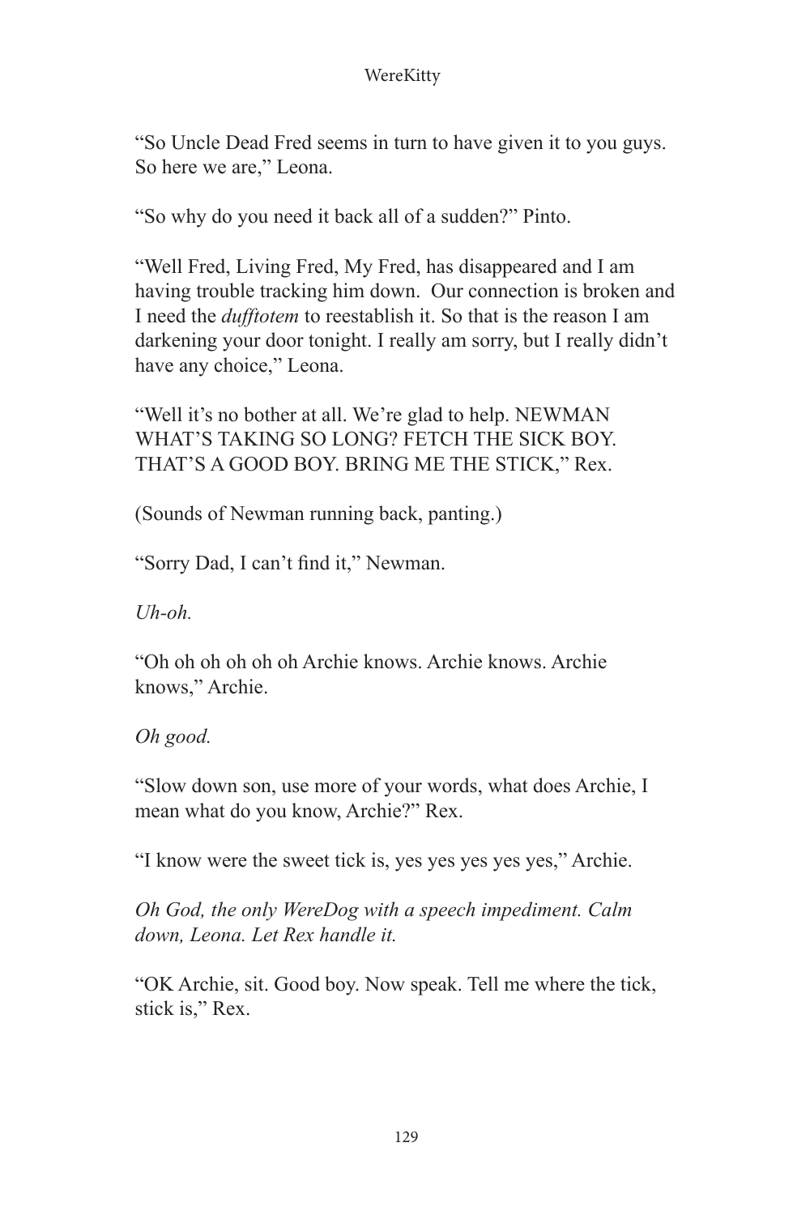"So Uncle Dead Fred seems in turn to have given it to you guys. So here we are," Leona.

"So why do you need it back all of a sudden?" Pinto.

"Well Fred, Living Fred, My Fred, has disappeared and I am having trouble tracking him down.  Our connection is broken and I need the *dufftotem* to reestablish it. So that is the reason I am darkening your door tonight. I really am sorry, but I really didn't have any choice," Leona.

"Well it's no bother at all. We're glad to help. NEWMAN WHAT'S TAKING SO LONG? FETCH THE SICK BOY. THAT'S A GOOD BOY. BRING ME THE STICK," Rex.

(Sounds of Newman running back, panting.)

"Sorry Dad, I can't find it," Newman.

*Uh-oh.*

"Oh oh oh oh oh oh Archie knows. Archie knows. Archie knows," Archie.

*Oh good.*

"Slow down son, use more of your words, what does Archie, I mean what do you know, Archie?" Rex.

"I know were the sweet tick is, yes yes yes yes yes," Archie.

*Oh God, the only WereDog with a speech impediment. Calm down, Leona. Let Rex handle it.*

"OK Archie, sit. Good boy. Now speak. Tell me where the tick, stick is," Rex.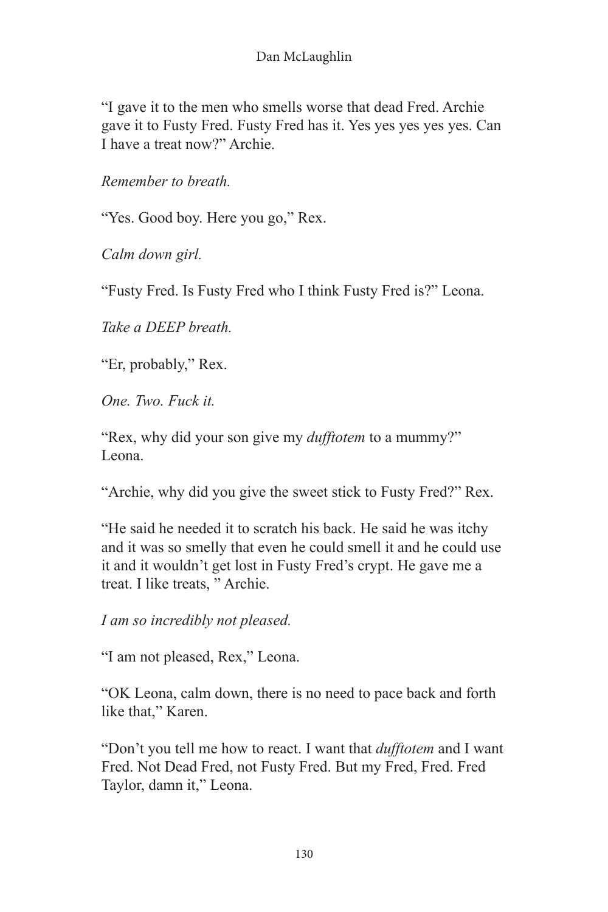"I gave it to the men who smells worse that dead Fred. Archie gave it to Fusty Fred. Fusty Fred has it. Yes yes yes yes yes. Can I have a treat now?" Archie.

*Remember to breath.*

"Yes. Good boy. Here you go," Rex.

*Calm down girl.*

"Fusty Fred. Is Fusty Fred who I think Fusty Fred is?" Leona.

*Take a DEEP breath.*

"Er, probably," Rex.

*One. Two. Fuck it.*

"Rex, why did your son give my *dufftotem* to a mummy?" Leona.

"Archie, why did you give the sweet stick to Fusty Fred?" Rex.

"He said he needed it to scratch his back. He said he was itchy and it was so smelly that even he could smell it and he could use it and it wouldn't get lost in Fusty Fred's crypt. He gave me a treat. I like treats, " Archie.

*I am so incredibly not pleased.*

"I am not pleased, Rex," Leona.

"OK Leona, calm down, there is no need to pace back and forth like that," Karen.

"Don't you tell me how to react. I want that *dufftotem* and I want Fred. Not Dead Fred, not Fusty Fred. But my Fred, Fred. Fred Taylor, damn it," Leona.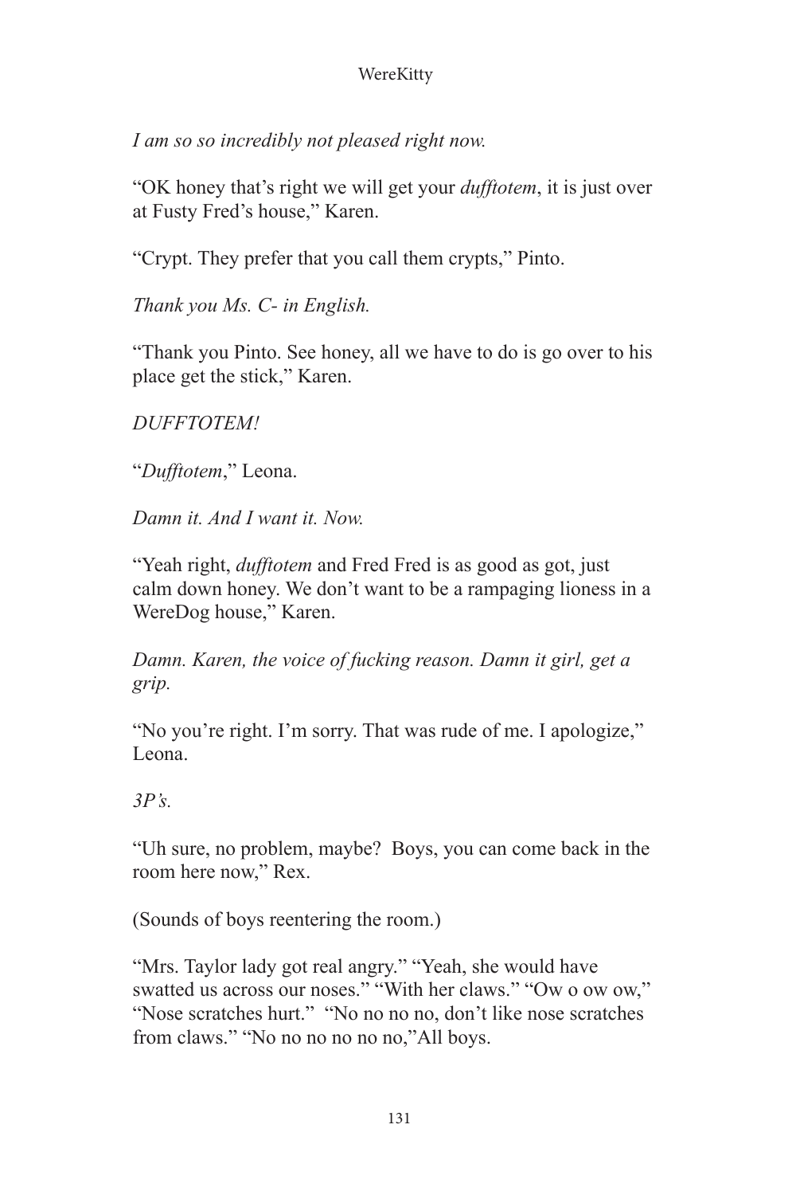*I am so so incredibly not pleased right now.*

“OK honey that’s right we will get your *dufftotem*, it is just over at Fusty Fred’s house,” Karen.

“Crypt. They prefer that you call them crypts,” Pinto.

*Thank you Ms. C- in English.*

“Thank you Pinto. See honey, all we have to do is go over to his place get the stick,” Karen.

*DUFFTOTEM!*

“*Dufftotem*,” Leona.

*Damn it. And I want it. Now.*

“Yeah right, *dufftotem* and Fred Fred is as good as got, just calm down honey. We don’t want to be a rampaging lioness in a WereDog house,” Karen.

*Damn. Karen, the voice of fucking reason. Damn it girl, get a grip.*

“No you’re right. I’m sorry. That was rude of me. I apologize,” Leona.

*3P’s.*

“Uh sure, no problem, maybe? Boys, you can come back in the room here now,” Rex.

(Sounds of boys reentering the room.)

“Mrs. Taylor lady got real angry.” “Yeah, she would have swatted us across our noses.” “With her claws.” “Ow o ow ow,” “Nose scratches hurt.” “No no no no, don’t like nose scratches from claws.” “No no no no no no,”All boys.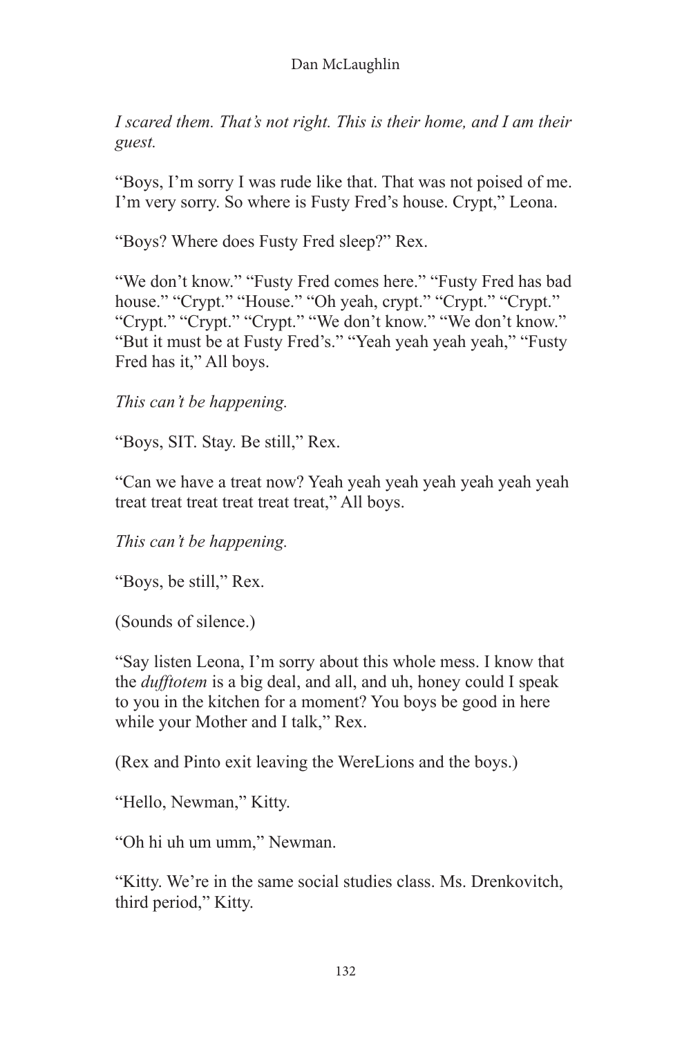*I scared them. That's not right. This is their home, and I am their guest.*

"Boys, I'm sorry I was rude like that. That was not poised of me. I'm very sorry. So where is Fusty Fred's house. Crypt," Leona.

"Boys? Where does Fusty Fred sleep?" Rex.

"We don't know." "Fusty Fred comes here." "Fusty Fred has bad house." "Crypt." "House." "Oh yeah, crypt." "Crypt." "Crypt." "Crypt." "Crypt." "Crypt." "We don't know." "We don't know." "But it must be at Fusty Fred's." "Yeah yeah yeah yeah," "Fusty Fred has it," All boys.

*This can't be happening.*

"Boys, SIT. Stay. Be still," Rex.

"Can we have a treat now? Yeah yeah yeah yeah yeah yeah yeah treat treat treat treat treat treat," All boys.

*This can't be happening.*

"Boys, be still," Rex.

(Sounds of silence.)

"Say listen Leona, I'm sorry about this whole mess. I know that the *dufftotem* is a big deal, and all, and uh, honey could I speak to you in the kitchen for a moment? You boys be good in here while your Mother and I talk," Rex.

(Rex and Pinto exit leaving the WereLions and the boys.)

"Hello, Newman," Kitty.

"Oh hi uh um umm," Newman.

"Kitty. We're in the same social studies class. Ms. Drenkovitch, third period," Kitty.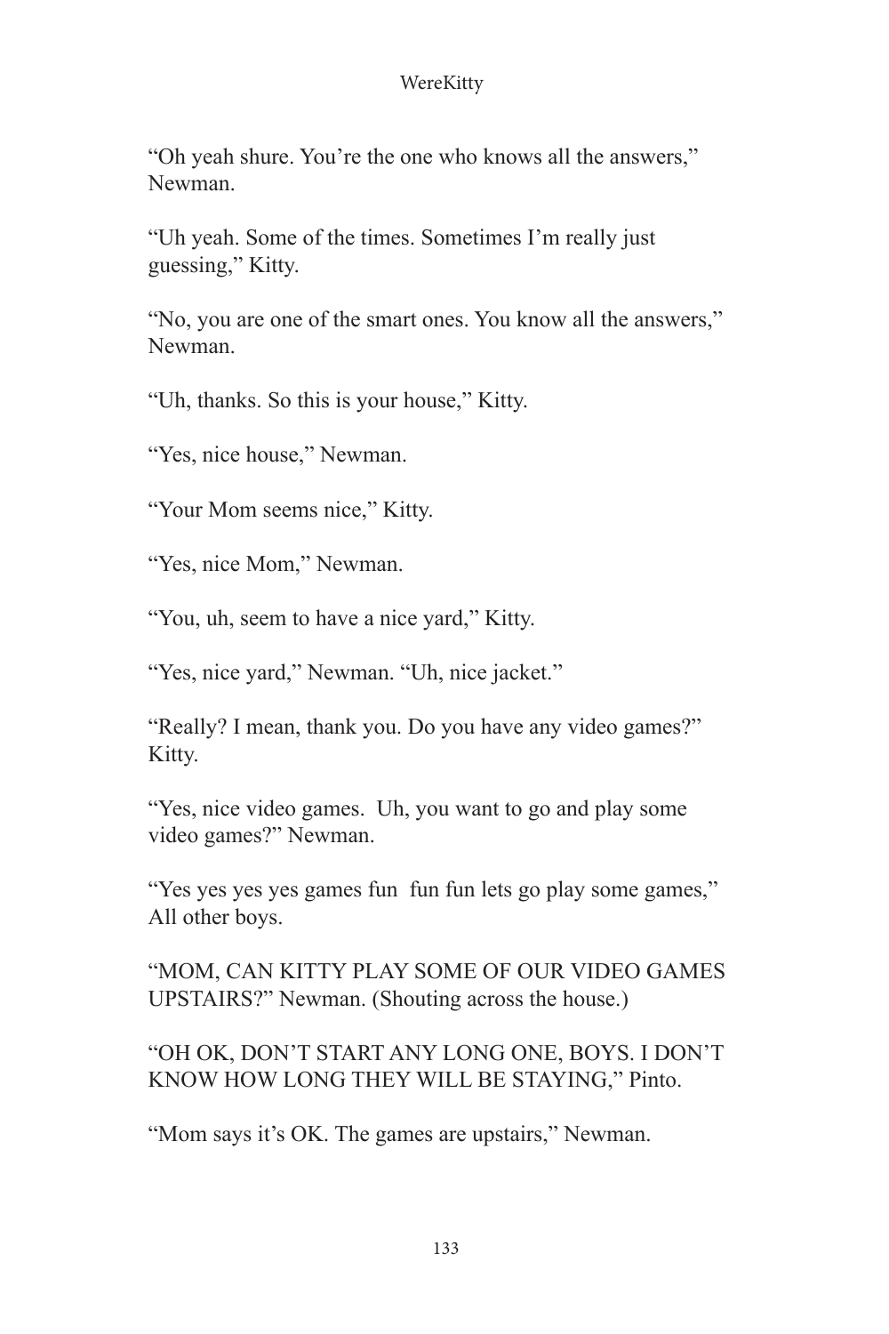"Oh yeah shure. You're the one who knows all the answers," Newman.

"Uh yeah. Some of the times. Sometimes I'm really just guessing," Kitty.

"No, you are one of the smart ones. You know all the answers," Newman.

"Uh, thanks. So this is your house," Kitty.

"Yes, nice house," Newman.

"Your Mom seems nice," Kitty.

"Yes, nice Mom," Newman.

"You, uh, seem to have a nice yard," Kitty.

"Yes, nice yard," Newman. "Uh, nice jacket."

"Really? I mean, thank you. Do you have any video games?" Kitty.

"Yes, nice video games.  Uh, you want to go and play some video games?" Newman.

"Yes yes yes yes games fun  fun fun lets go play some games," All other boys.

"MOM, CAN KITTY PLAY SOME OF OUR VIDEO GAMES UPSTAIRS?" Newman. (Shouting across the house.)

"OH OK, DON'T START ANY LONG ONE, BOYS. I DON'T KNOW HOW LONG THEY WILL BE STAYING," Pinto.

"Mom says it's OK. The games are upstairs," Newman.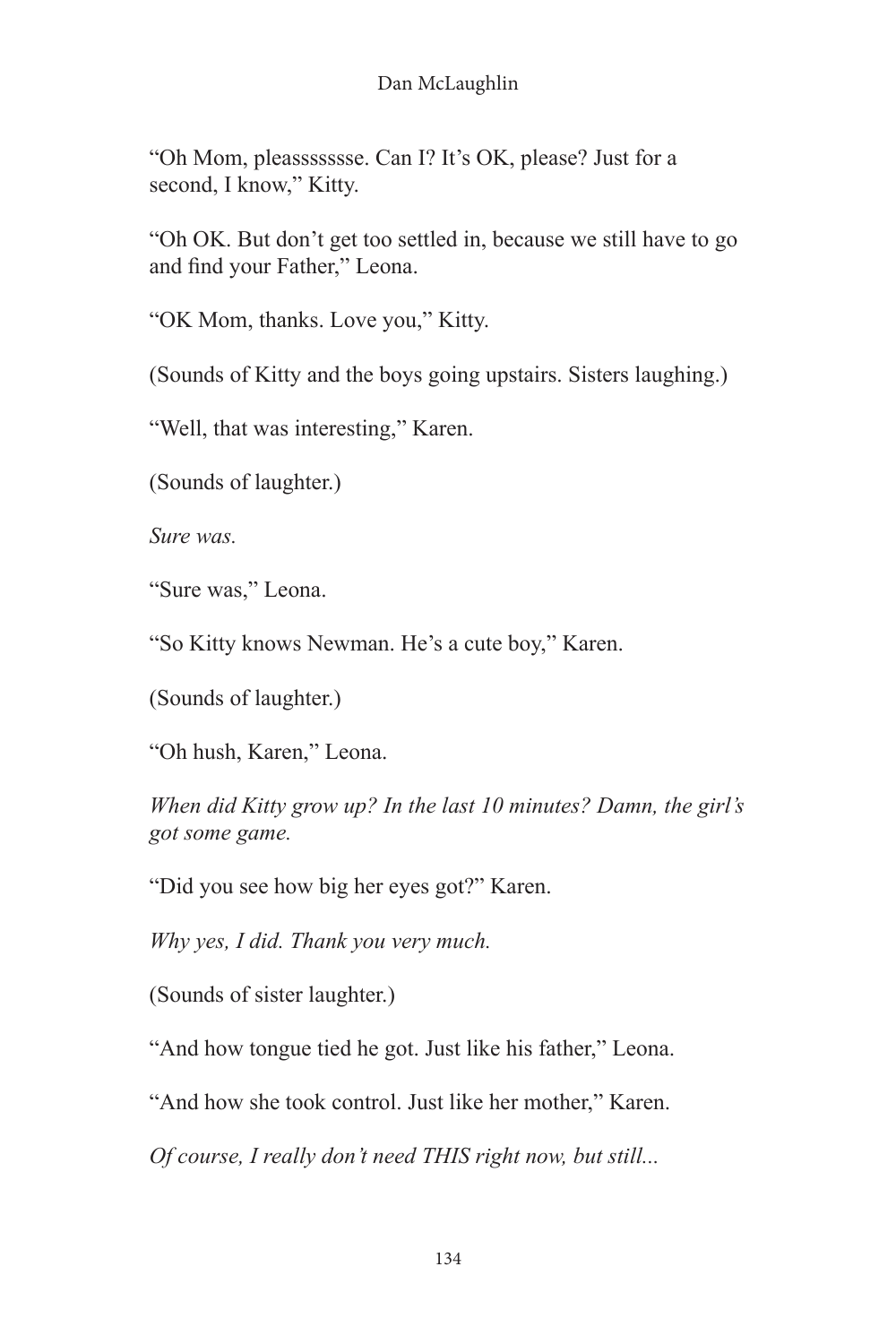"Oh Mom, pleassssssse. Can I? It's OK, please? Just for a second, I know," Kitty.

"Oh OK. But don't get too settled in, because we still have to go and find your Father," Leona.

"OK Mom, thanks. Love you," Kitty.

(Sounds of Kitty and the boys going upstairs. Sisters laughing.)

"Well, that was interesting," Karen.

(Sounds of laughter.)

*Sure was.*

"Sure was," Leona.

"So Kitty knows Newman. He's a cute boy," Karen.

(Sounds of laughter.)

"Oh hush, Karen," Leona.

*When did Kitty grow up? In the last 10 minutes? Damn, the girl's got some game.*

"Did you see how big her eyes got?" Karen.

*Why yes, I did. Thank you very much.*

(Sounds of sister laughter.)

"And how tongue tied he got. Just like his father," Leona.

"And how she took control. Just like her mother," Karen.

*Of course, I really don't need THIS right now, but still...*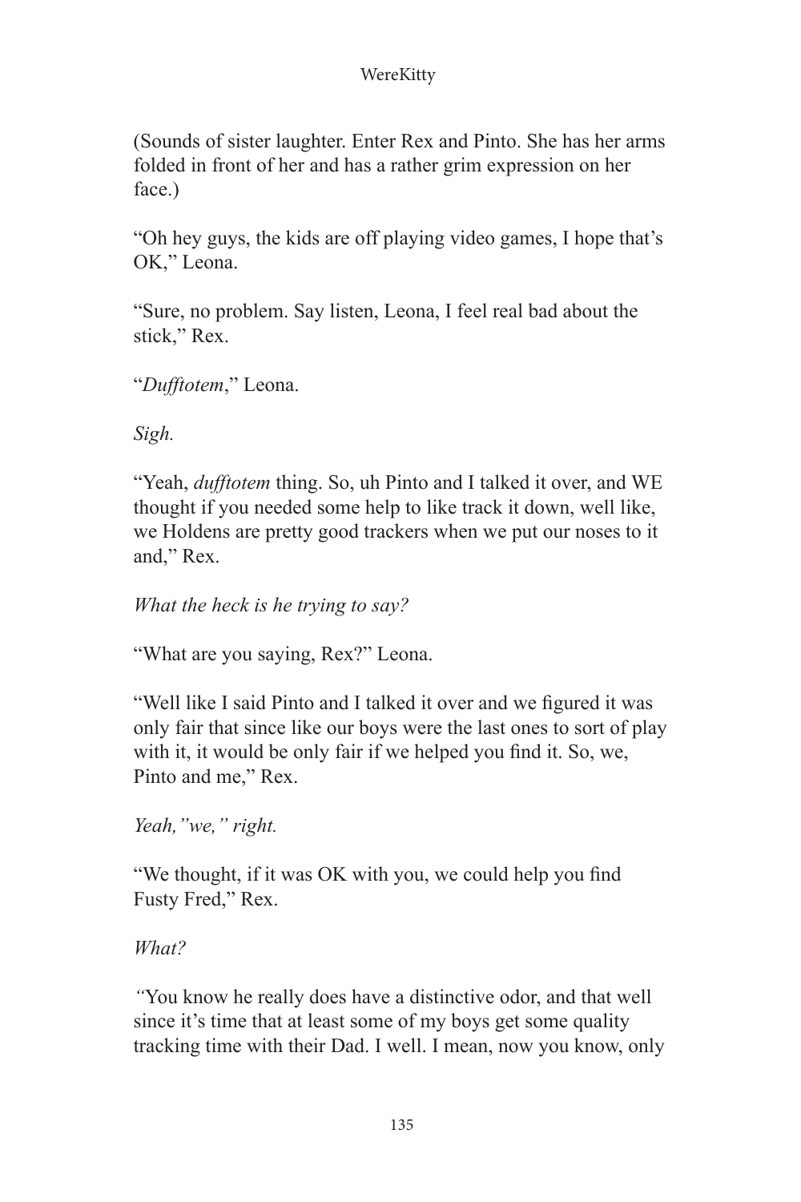(Sounds of sister laughter. Enter Rex and Pinto. She has her arms folded in front of her and has a rather grim expression on her face.)

"Oh hey guys, the kids are off playing video games, I hope that's OK," Leona.

"Sure, no problem. Say listen, Leona, I feel real bad about the stick," Rex.

"*Dufftotem*," Leona.

*Sigh.*

"Yeah, *dufftotem* thing. So, uh Pinto and I talked it over, and WE thought if you needed some help to like track it down, well like, we Holdens are pretty good trackers when we put our noses to it and," Rex.

*What the heck is he trying to say?*

"What are you saying, Rex?" Leona.

"Well like I said Pinto and I talked it over and we figured it was only fair that since like our boys were the last ones to sort of play with it, it would be only fair if we helped you find it. So, we, Pinto and me," Rex.

*Yeah,"we," right.*

"We thought, if it was OK with you, we could help you find Fusty Fred," Rex.

*What?*

"You know he really does have a distinctive odor, and that well since it's time that at least some of my boys get some quality tracking time with their Dad. I well. I mean, now you know, only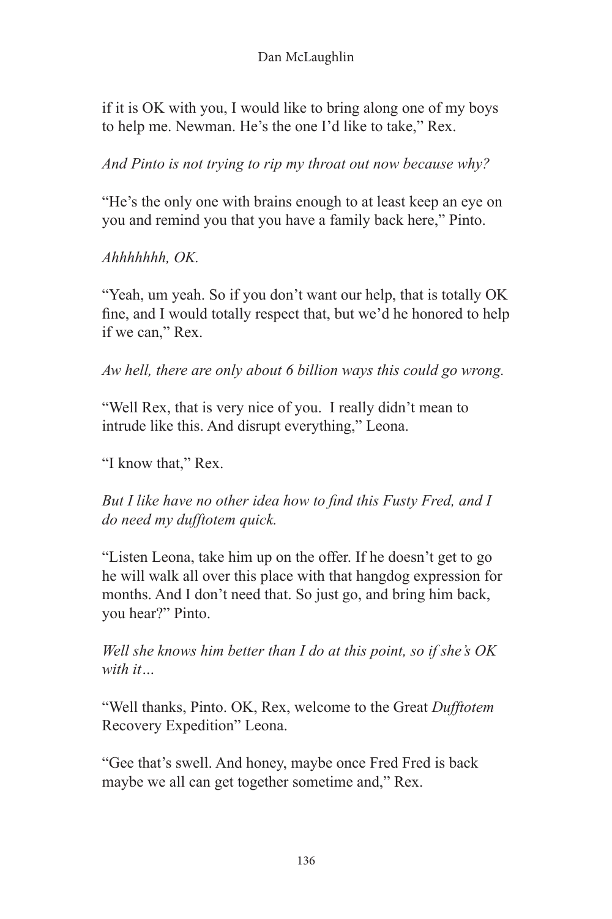if it is OK with you, I would like to bring along one of my boys to help me. Newman. He's the one I'd like to take," Rex.

*And Pinto is not trying to rip my throat out now because why?*

"He's the only one with brains enough to at least keep an eye on you and remind you that you have a family back here," Pinto.

*Ahhhhhhh, OK.*

"Yeah, um yeah. So if you don't want our help, that is totally OK fine, and I would totally respect that, but we'd he honored to help if we can," Rex.

*Aw hell, there are only about 6 billion ways this could go wrong.*

"Well Rex, that is very nice of you.  I really didn't mean to intrude like this. And disrupt everything," Leona.

"I know that," Rex.

*But I like have no other idea how to find this Fusty Fred, and I do need my dufftotem quick.*

"Listen Leona, take him up on the offer. If he doesn't get to go he will walk all over this place with that hangdog expression for months. And I don't need that. So just go, and bring him back, you hear?" Pinto.

*Well she knows him better than I do at this point, so if she's OK with it…*

"Well thanks, Pinto. OK, Rex, welcome to the Great *Dufftotem* Recovery Expedition" Leona.

"Gee that's swell. And honey, maybe once Fred Fred is back maybe we all can get together sometime and," Rex.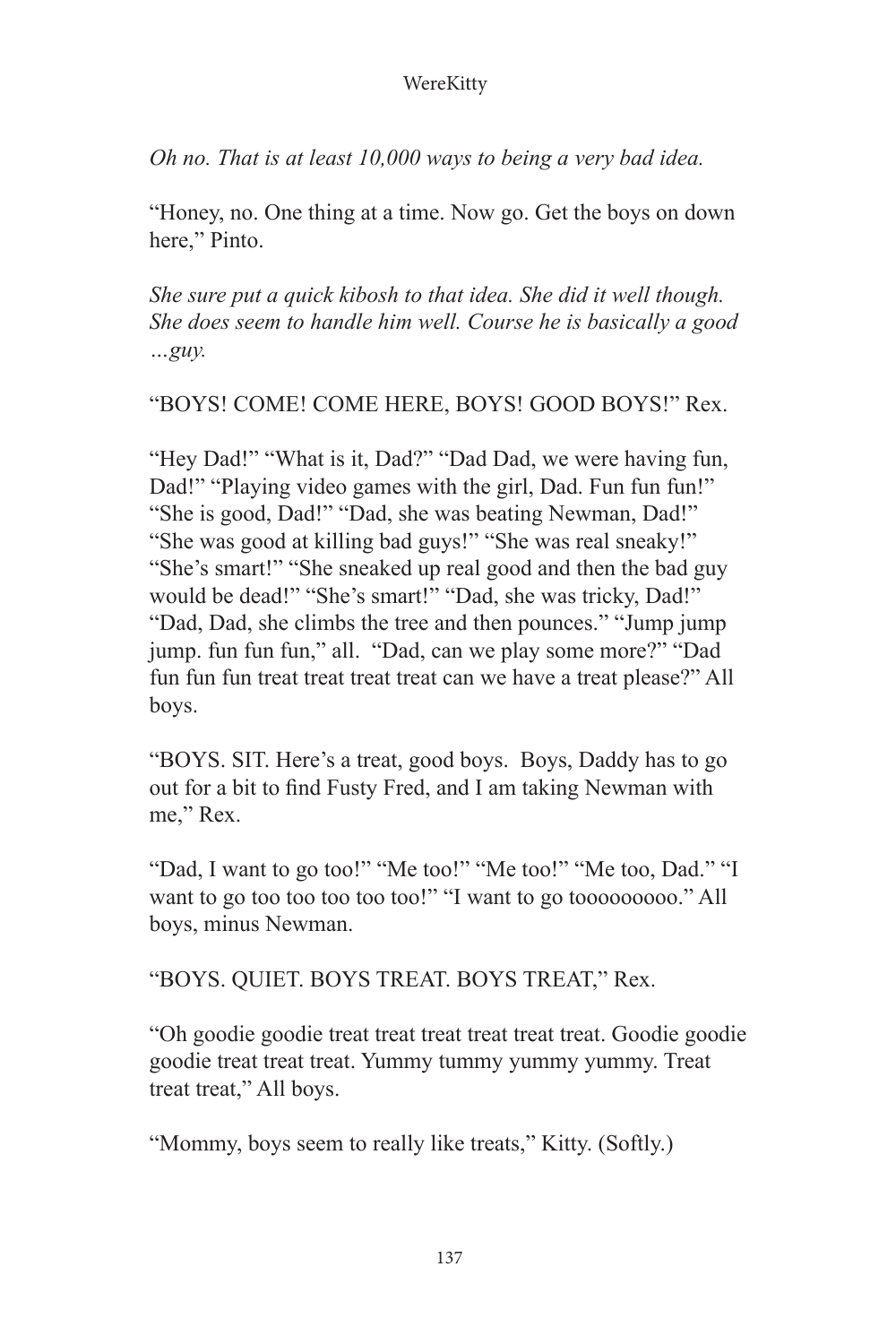*Oh no. That is at least 10,000 ways to being a very bad idea.*

"Honey, no. One thing at a time. Now go. Get the boys on down here," Pinto.

*She sure put a quick kibosh to that idea. She did it well though. She does seem to handle him well. Course he is basically a good …guy.*

"BOYS! COME! COME HERE, BOYS! GOOD BOYS!" Rex.

"Hey Dad!" "What is it, Dad?" "Dad Dad, we were having fun, Dad!" "Playing video games with the girl, Dad. Fun fun fun!" "She is good, Dad!" "Dad, she was beating Newman, Dad!" "She was good at killing bad guys!" "She was real sneaky!" "She's smart!" "She sneaked up real good and then the bad guy would be dead!" "She's smart!" "Dad, she was tricky, Dad!" "Dad, Dad, she climbs the tree and then pounces." "Jump jump jump. fun fun fun," all. "Dad, can we play some more?" "Dad fun fun fun treat treat treat treat can we have a treat please?" All boys.

"BOYS. SIT. Here's a treat, good boys. Boys, Daddy has to go out for a bit to find Fusty Fred, and I am taking Newman with me," Rex.

"Dad, I want to go too!" "Me too!" "Me too!" "Me too, Dad." "I want to go too too too too too!" "I want to go tooooooooo." All boys, minus Newman.

"BOYS. QUIET. BOYS TREAT. BOYS TREAT," Rex.

"Oh goodie goodie treat treat treat treat treat treat. Goodie goodie goodie treat treat treat. Yummy tummy yummy yummy. Treat treat treat," All boys.

"Mommy, boys seem to really like treats," Kitty. (Softly.)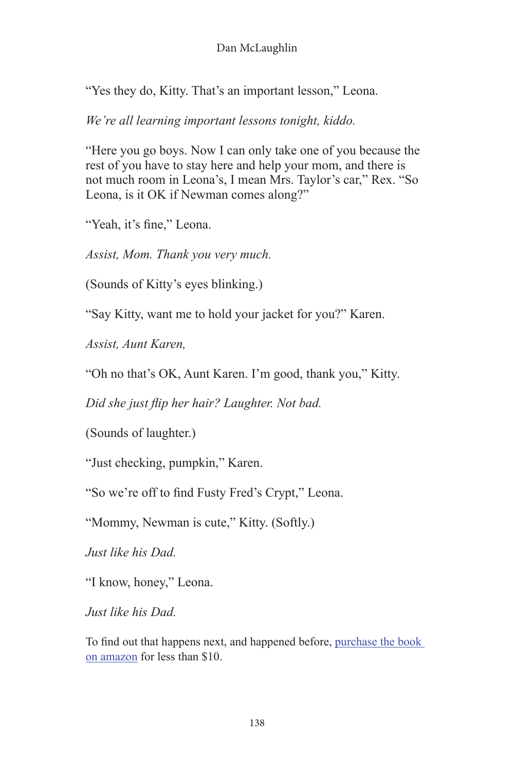"Yes they do, Kitty. That's an important lesson," Leona.

*We're all learning important lessons tonight, kiddo.*

"Here you go boys. Now I can only take one of you because the rest of you have to stay here and help your mom, and there is not much room in Leona's, I mean Mrs. Taylor's car," Rex. "So Leona, is it OK if Newman comes along?"

"Yeah, it's fine," Leona.

*Assist, Mom. Thank you very much.*

(Sounds of Kitty's eyes blinking.)

"Say Kitty, want me to hold your jacket for you?" Karen.

*Assist, Aunt Karen,*

"Oh no that's OK, Aunt Karen. I'm good, thank you," Kitty.

*Did she just flip her hair? Laughter. Not bad.*

(Sounds of laughter.)

"Just checking, pumpkin," Karen.

"So we're off to find Fusty Fred's Crypt," Leona.

"Mommy, Newman is cute," Kitty. (Softly.)

*Just like his Dad.*

"I know, honey," Leona.

*Just like his Dad.*

To find out that happens next, and happened before, [purchase the book on amazon]() for less than $10.